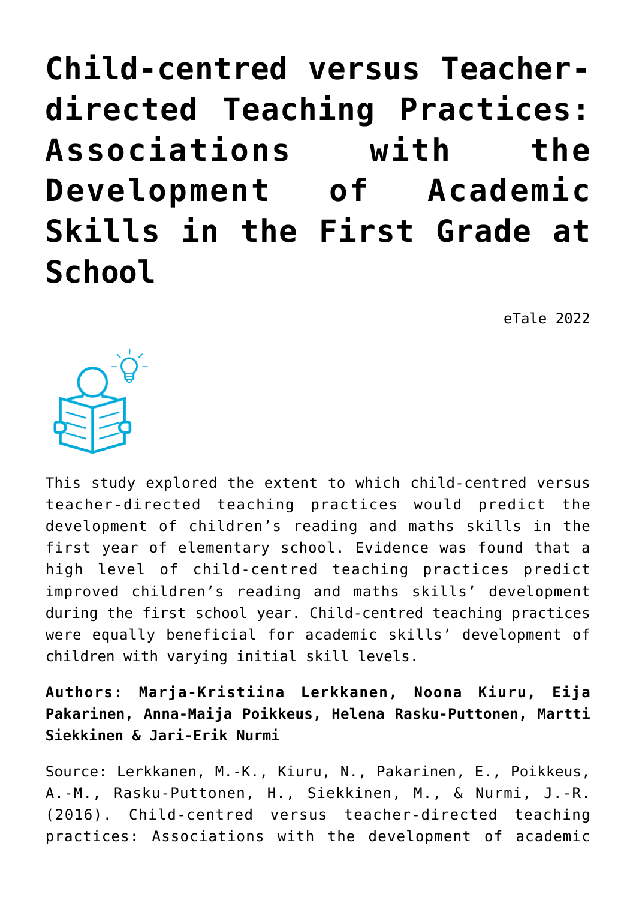# Child-centred versus Teacher-directed Teaching Practices: Associations with the Development of Academic Skills in the First Grade at School

eTale 2022

This study explored the extent to which child-centred versus teacher-directed teaching practices would predict the development of children's reading and maths skills in the first year of elementary school. Evidence was found that a high level of child-centred teaching practices predict improved children's reading and maths skills' development during the first school year. Child-centred teaching practices were equally beneficial for academic skills' development of children with varying initial skill levels.

**Authors: Marja-Kristiina Lerkkanen, Noona Kiuru, Eija Pakarinen, Anna-Maija Poikkeus, Helena Rasku-Puttonen, Martti Siekkinen & Jari-Erik Nurmi**

Source: Lerkkanen, M.-K., Kiuru, N., Pakarinen, E., Poikkeus, A.-M., Rasku-Puttonen, H., Siekkinen, M., & Nurmi, J.-R. (2016). Child-centred versus teacher-directed teaching practices: Associations with the development of academic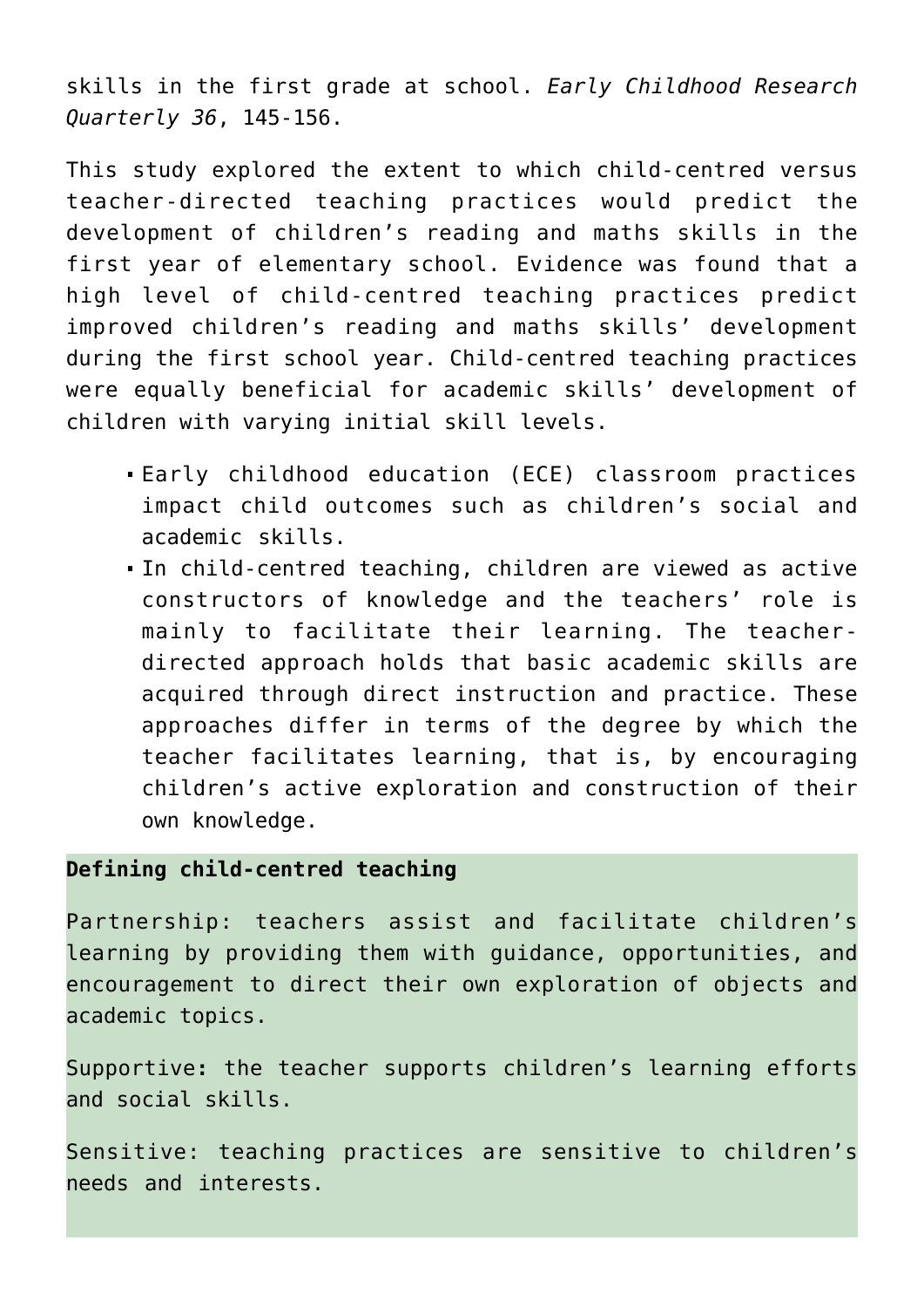skills in the first grade at school. *Early Childhood Research Quarterly 36*, 145-156.

This study explored the extent to which child-centred versus teacher-directed teaching practices would predict the development of children's reading and maths skills in the first year of elementary school. Evidence was found that a high level of child-centred teaching practices predict improved children's reading and maths skills' development during the first school year. Child-centred teaching practices were equally beneficial for academic skills' development of children with varying initial skill levels.

- Early childhood education (ECE) classroom practices impact child outcomes such as children's social and academic skills.
- In child-centred teaching, children are viewed as active constructors of knowledge and the teachers' role is mainly to facilitate their learning. The teacher-directed approach holds that basic academic skills are acquired through direct instruction and practice. These approaches differ in terms of the degree by which the teacher facilitates learning, that is, by encouraging children's active exploration and construction of their own knowledge.

**Defining child-centred teaching**

Partnership: teachers assist and facilitate children's learning by providing them with guidance, opportunities, and encouragement to direct their own exploration of objects and academic topics.

Supportive**:** the teacher supports children's learning efforts and social skills.

Sensitive: teaching practices are sensitive to children's needs and interests.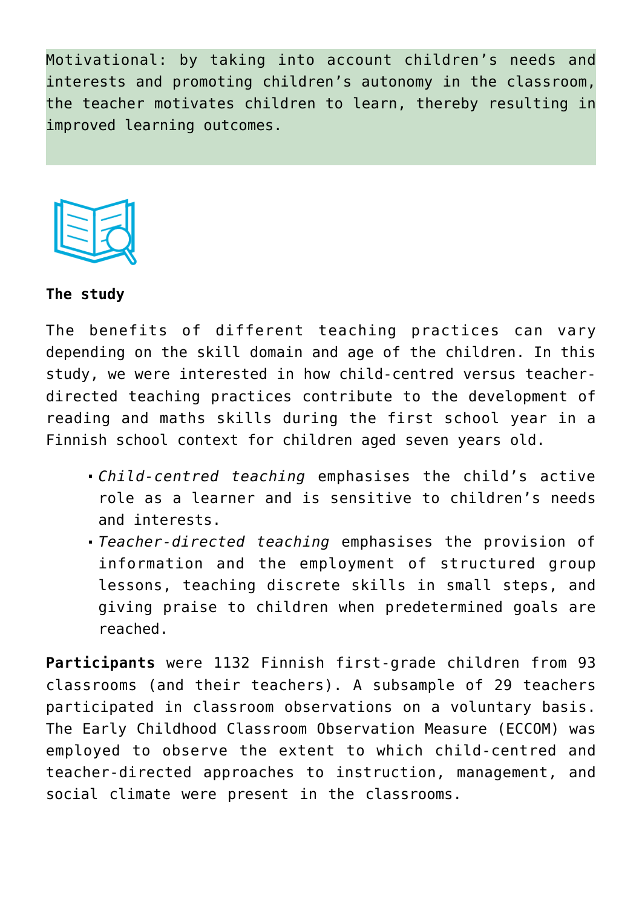Motivational: by taking into account children's needs and interests and promoting children's autonomy in the classroom, the teacher motivates children to learn, thereby resulting in improved learning outcomes.

**The study**

The benefits of different teaching practices can vary depending on the skill domain and age of the children. In this study, we were interested in how child-centred versus teacher-directed teaching practices contribute to the development of reading and maths skills during the first school year in a Finnish school context for children aged seven years old.

- *Child-centred teaching* emphasises the child's active role as a learner and is sensitive to children's needs and interests.
- *Teacher-directed teaching* emphasises the provision of information and the employment of structured group lessons, teaching discrete skills in small steps, and giving praise to children when predetermined goals are reached.

**Participants** were 1132 Finnish first-grade children from 93 classrooms (and their teachers). A subsample of 29 teachers participated in classroom observations on a voluntary basis. The Early Childhood Classroom Observation Measure (ECCOM) was employed to observe the extent to which child-centred and teacher-directed approaches to instruction, management, and social climate were present in the classrooms.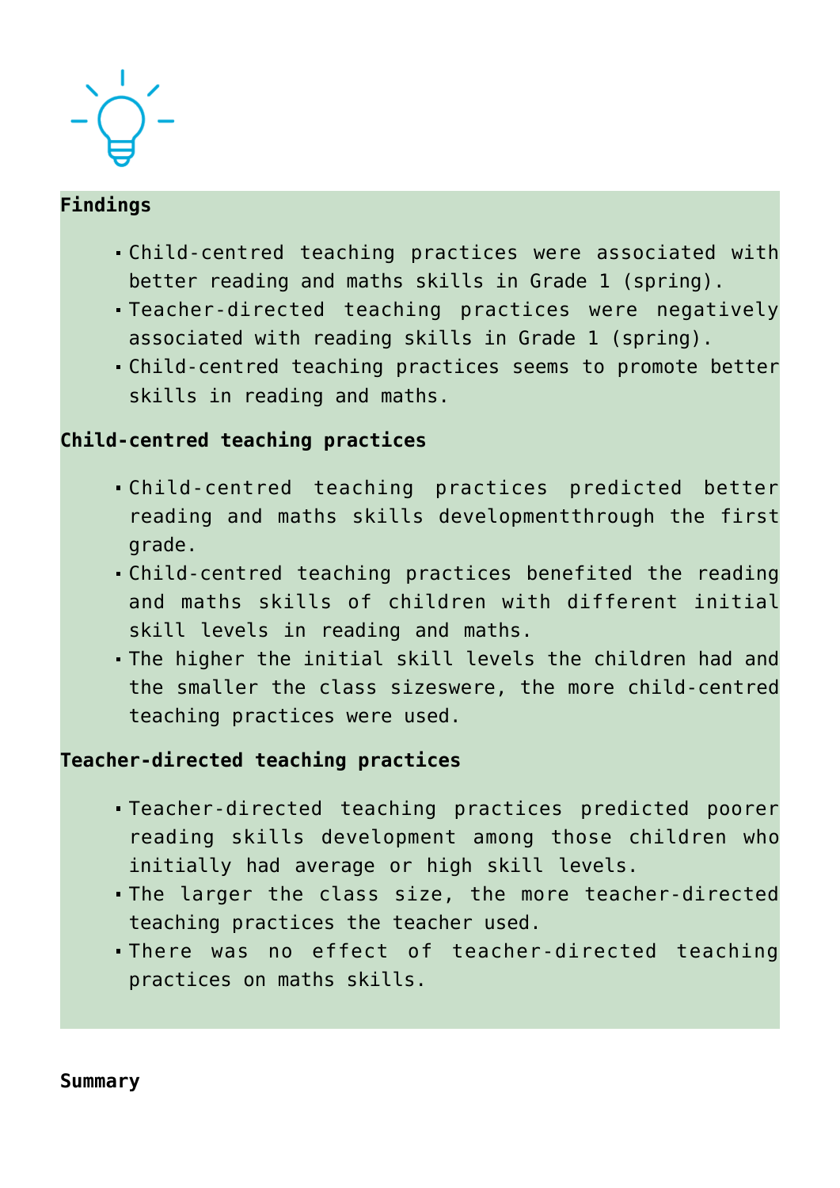**Findings**

- Child-centred teaching practices were associated with better reading and maths skills in Grade 1 (spring).
- Teacher-directed teaching practices were negatively associated with reading skills in Grade 1 (spring).
- Child-centred teaching practices seems to promote better skills in reading and maths.

**Child-centred teaching practices**

- Child-centred teaching practices predicted better reading and maths skills developmentthrough the first grade.
- Child-centred teaching practices benefited the reading and maths skills of children with different initial skill levels in reading and maths.
- The higher the initial skill levels the children had and the smaller the class sizeswere, the more child-centred teaching practices were used.

**Teacher-directed teaching practices**

- Teacher-directed teaching practices predicted poorer reading skills development among those children who initially had average or high skill levels.
- The larger the class size, the more teacher-directed teaching practices the teacher used.
- There was no effect of teacher-directed teaching practices on maths skills.

**Summary**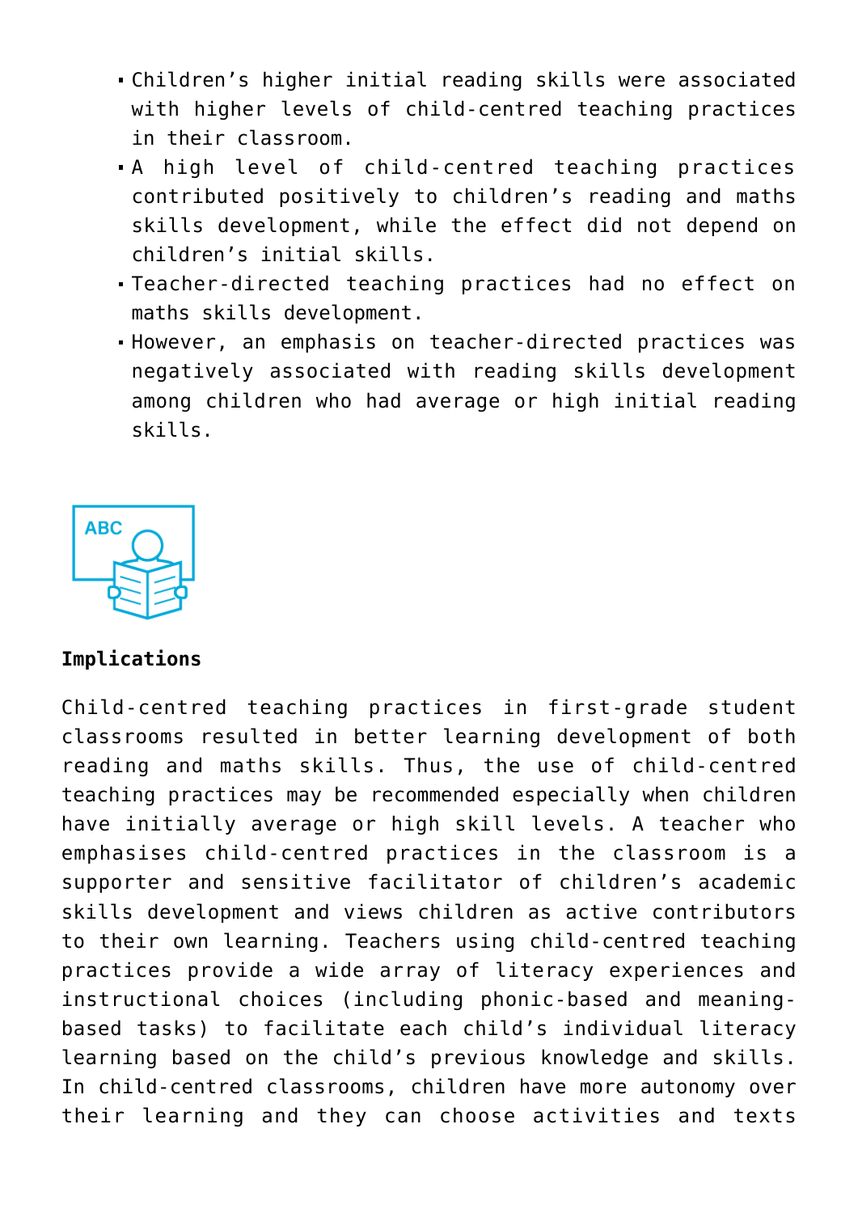- Children's higher initial reading skills were associated with higher levels of child-centred teaching practices in their classroom.
- A high level of child-centred teaching practices contributed positively to children's reading and maths skills development, while the effect did not depend on children's initial skills.
- Teacher-directed teaching practices had no effect on maths skills development.
- However, an emphasis on teacher-directed practices was negatively associated with reading skills development among children who had average or high initial reading skills.

**Implications**

Child-centred teaching practices in first-grade student classrooms resulted in better learning development of both reading and maths skills. Thus, the use of child-centred teaching practices may be recommended especially when children have initially average or high skill levels. A teacher who emphasises child-centred practices in the classroom is a supporter and sensitive facilitator of children's academic skills development and views children as active contributors to their own learning. Teachers using child-centred teaching practices provide a wide array of literacy experiences and instructional choices (including phonic-based and meaning-based tasks) to facilitate each child's individual literacy learning based on the child's previous knowledge and skills. In child-centred classrooms, children have more autonomy over their learning and they can choose activities and texts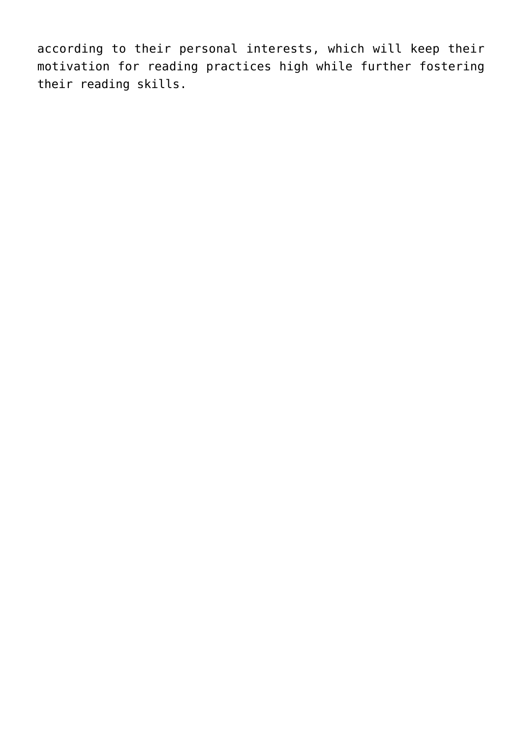according to their personal interests, which will keep their motivation for reading practices high while further fostering their reading skills.